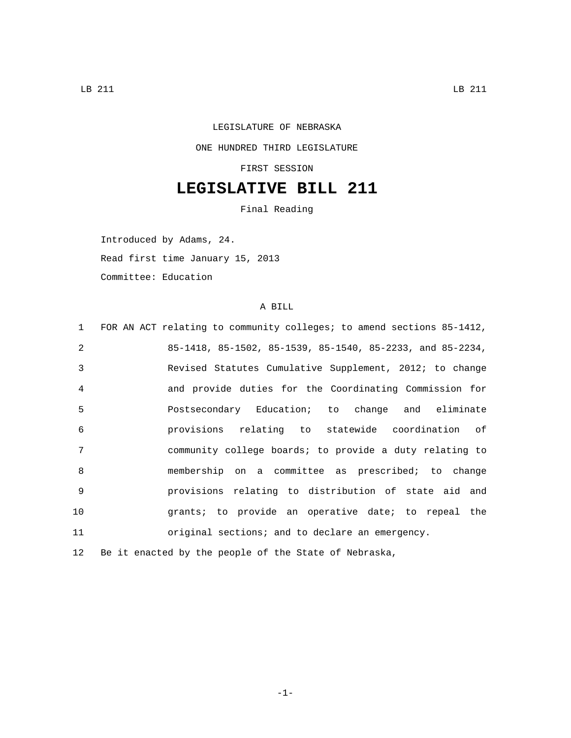LEGISLATURE OF NEBRASKA

ONE HUNDRED THIRD LEGISLATURE

FIRST SESSION

# LEGISLATIVE BILL 211

Final Reading

Introduced by Adams, 24.

Read first time January 15, 2013

Committee: Education

A BILL

FOR AN ACT relating to community colleges; to amend sections 85-1412, 85-1418, 85-1502, 85-1539, 85-1540, 85-2233, and 85-2234, Revised Statutes Cumulative Supplement, 2012; to change and provide duties for the Coordinating Commission for Postsecondary Education; to change and eliminate provisions relating to statewide coordination of community college boards; to provide a duty relating to membership on a committee as prescribed; to change provisions relating to distribution of state aid and grants; to provide an operative date; to repeal the original sections; and to declare an emergency.

Be it enacted by the people of the State of Nebraska,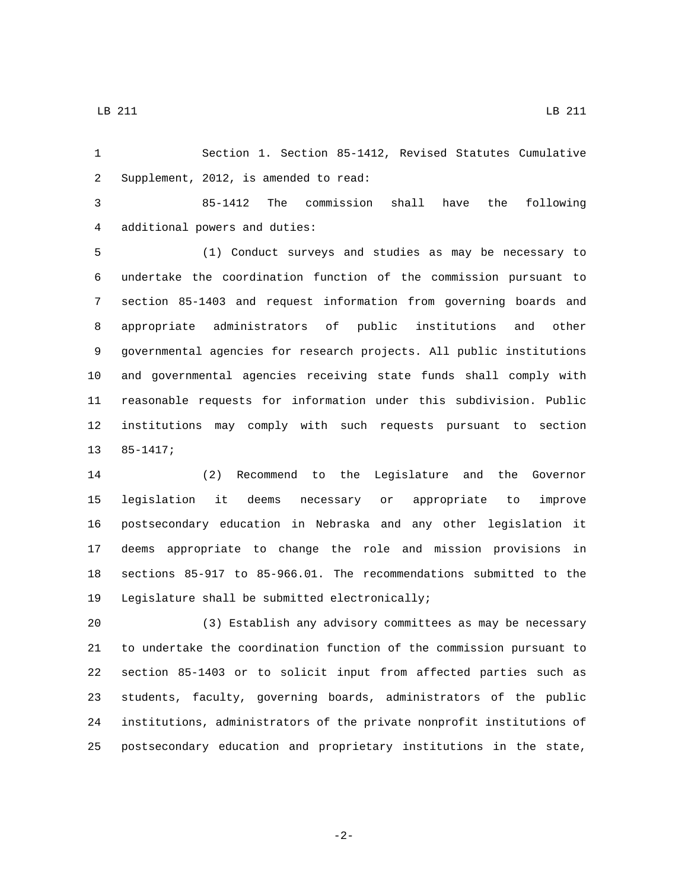Section 1. Section 85-1412, Revised Statutes Cumulative Supplement, 2012, is amended to read:

85-1412 The commission shall have the following additional powers and duties:

(1) Conduct surveys and studies as may be necessary to undertake the coordination function of the commission pursuant to section 85-1403 and request information from governing boards and appropriate administrators of public institutions and other governmental agencies for research projects. All public institutions and governmental agencies receiving state funds shall comply with reasonable requests for information under this subdivision. Public institutions may comply with such requests pursuant to section 85-1417;

(2) Recommend to the Legislature and the Governor legislation it deems necessary or appropriate to improve postsecondary education in Nebraska and any other legislation it deems appropriate to change the role and mission provisions in sections 85-917 to 85-966.01. The recommendations submitted to the Legislature shall be submitted electronically;

(3) Establish any advisory committees as may be necessary to undertake the coordination function of the commission pursuant to section 85-1403 or to solicit input from affected parties such as students, faculty, governing boards, administrators of the public institutions, administrators of the private nonprofit institutions of postsecondary education and proprietary institutions in the state,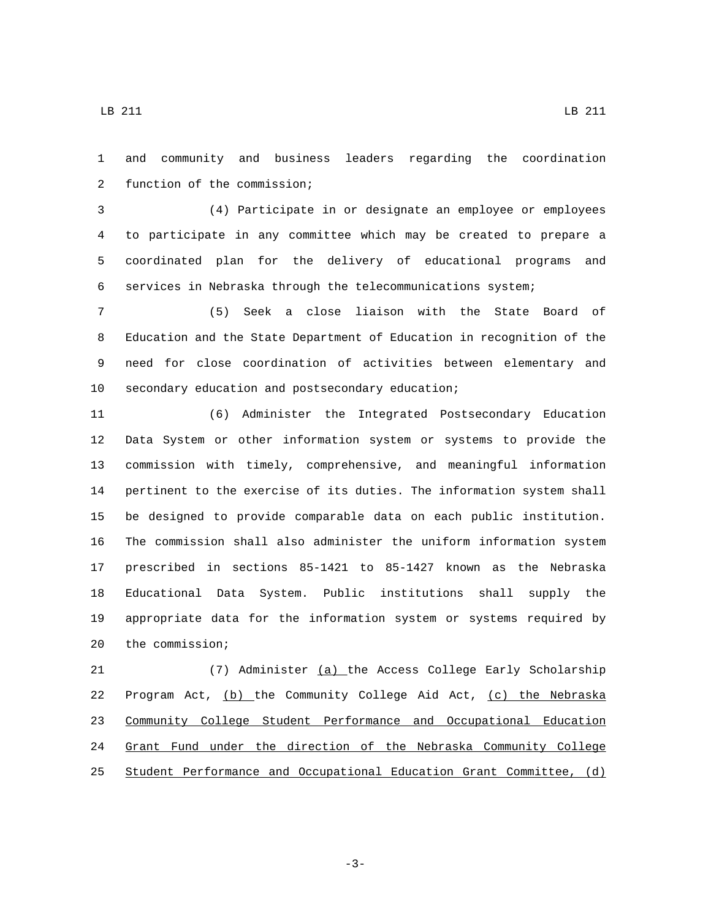and community and business leaders regarding the coordination function of the commission;

(4) Participate in or designate an employee or employees to participate in any committee which may be created to prepare a coordinated plan for the delivery of educational programs and services in Nebraska through the telecommunications system;

(5) Seek a close liaison with the State Board of Education and the State Department of Education in recognition of the need for close coordination of activities between elementary and secondary education and postsecondary education;

(6) Administer the Integrated Postsecondary Education Data System or other information system or systems to provide the commission with timely, comprehensive, and meaningful information pertinent to the exercise of its duties. The information system shall be designed to provide comparable data on each public institution. The commission shall also administer the uniform information system prescribed in sections 85-1421 to 85-1427 known as the Nebraska Educational Data System. Public institutions shall supply the appropriate data for the information system or systems required by the commission;

(7) Administer <u>(a)</u> the Access College Early Scholarship Program Act, <u>(b)</u> the Community College Aid Act, <u>(c) the Nebraska Community College Student Performance and Occupational Education Grant Fund under the direction of the Nebraska Community College Student Performance and Occupational Education Grant Committee, (d)</u>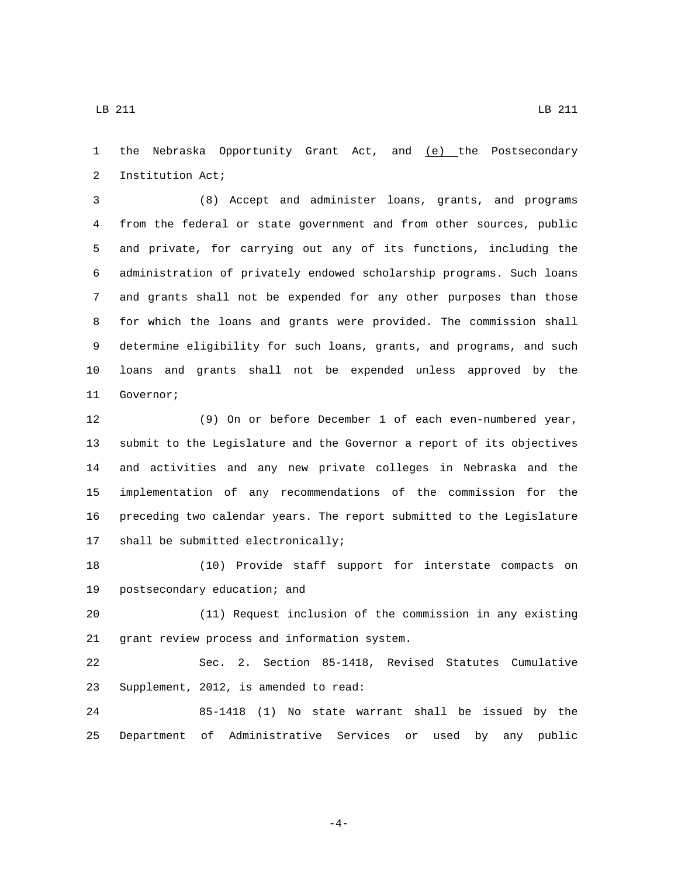the Nebraska Opportunity Grant Act, and <u>(e)</u> the Postsecondary Institution Act;

(8) Accept and administer loans, grants, and programs from the federal or state government and from other sources, public and private, for carrying out any of its functions, including the administration of privately endowed scholarship programs. Such loans and grants shall not be expended for any other purposes than those for which the loans and grants were provided. The commission shall determine eligibility for such loans, grants, and programs, and such loans and grants shall not be expended unless approved by the Governor;

(9) On or before December 1 of each even-numbered year, submit to the Legislature and the Governor a report of its objectives and activities and any new private colleges in Nebraska and the implementation of any recommendations of the commission for the preceding two calendar years. The report submitted to the Legislature shall be submitted electronically;

(10) Provide staff support for interstate compacts on postsecondary education; and

(11) Request inclusion of the commission in any existing grant review process and information system.

Sec. 2. Section 85-1418, Revised Statutes Cumulative Supplement, 2012, is amended to read:

85-1418 (1) No state warrant shall be issued by the Department of Administrative Services or used by any public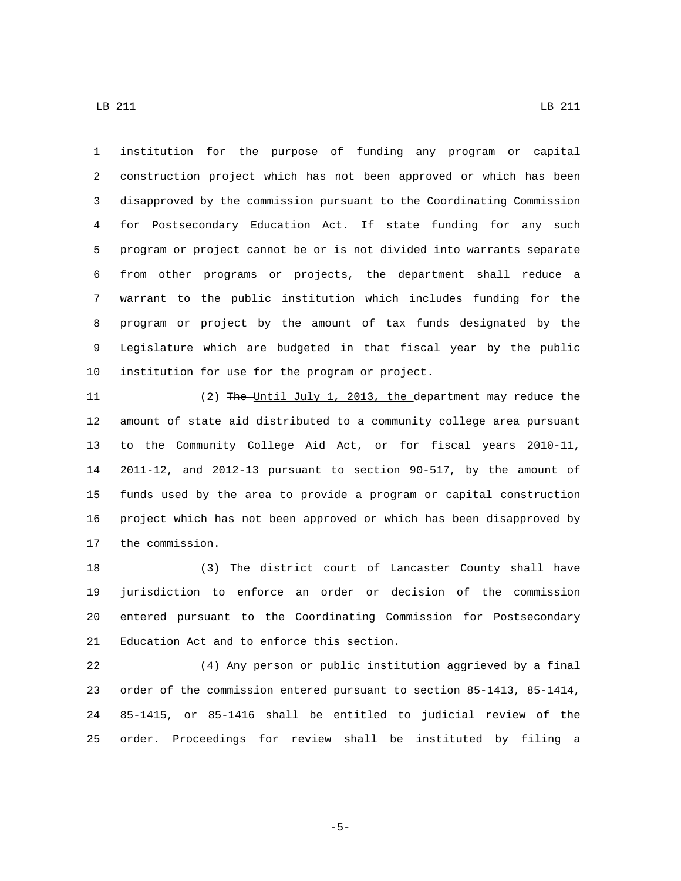institution for the purpose of funding any program or capital construction project which has not been approved or which has been disapproved by the commission pursuant to the Coordinating Commission for Postsecondary Education Act. If state funding for any such program or project cannot be or is not divided into warrants separate from other programs or projects, the department shall reduce a warrant to the public institution which includes funding for the program or project by the amount of tax funds designated by the Legislature which are budgeted in that fiscal year by the public institution for use for the program or project.

(2) ~~The~~ Until July 1, 2013, the department may reduce the amount of state aid distributed to a community college area pursuant to the Community College Aid Act, or for fiscal years 2010-11, 2011-12, and 2012-13 pursuant to section 90-517, by the amount of funds used by the area to provide a program or capital construction project which has not been approved or which has been disapproved by the commission.

(3) The district court of Lancaster County shall have jurisdiction to enforce an order or decision of the commission entered pursuant to the Coordinating Commission for Postsecondary Education Act and to enforce this section.

(4) Any person or public institution aggrieved by a final order of the commission entered pursuant to section 85-1413, 85-1414, 85-1415, or 85-1416 shall be entitled to judicial review of the order. Proceedings for review shall be instituted by filing a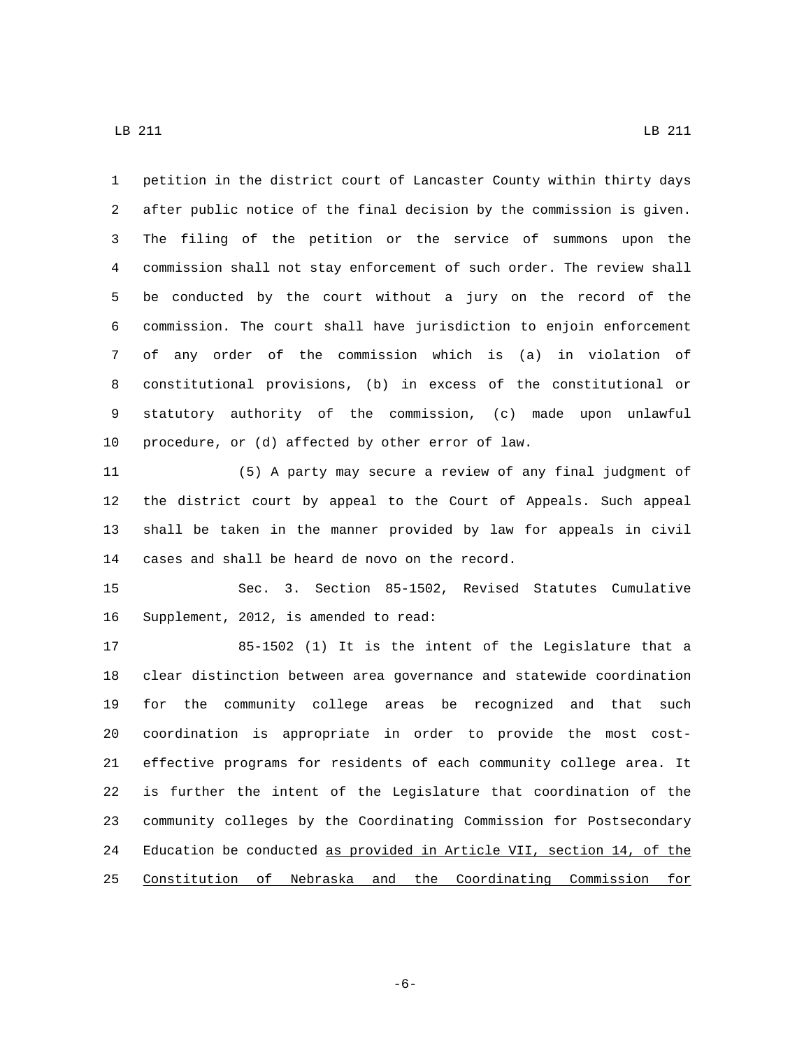petition in the district court of Lancaster County within thirty days after public notice of the final decision by the commission is given. The filing of the petition or the service of summons upon the commission shall not stay enforcement of such order. The review shall be conducted by the court without a jury on the record of the commission. The court shall have jurisdiction to enjoin enforcement of any order of the commission which is (a) in violation of constitutional provisions, (b) in excess of the constitutional or statutory authority of the commission, (c) made upon unlawful procedure, or (d) affected by other error of law.

(5) A party may secure a review of any final judgment of the district court by appeal to the Court of Appeals. Such appeal shall be taken in the manner provided by law for appeals in civil cases and shall be heard de novo on the record.

Sec. 3. Section 85-1502, Revised Statutes Cumulative Supplement, 2012, is amended to read:

85-1502 (1) It is the intent of the Legislature that a clear distinction between area governance and statewide coordination for the community college areas be recognized and that such coordination is appropriate in order to provide the most cost-effective programs for residents of each community college area. It is further the intent of the Legislature that coordination of the community colleges by the Coordinating Commission for Postsecondary Education be conducted <u>as provided in Article VII, section 14, of the Constitution of Nebraska and the Coordinating Commission for</u>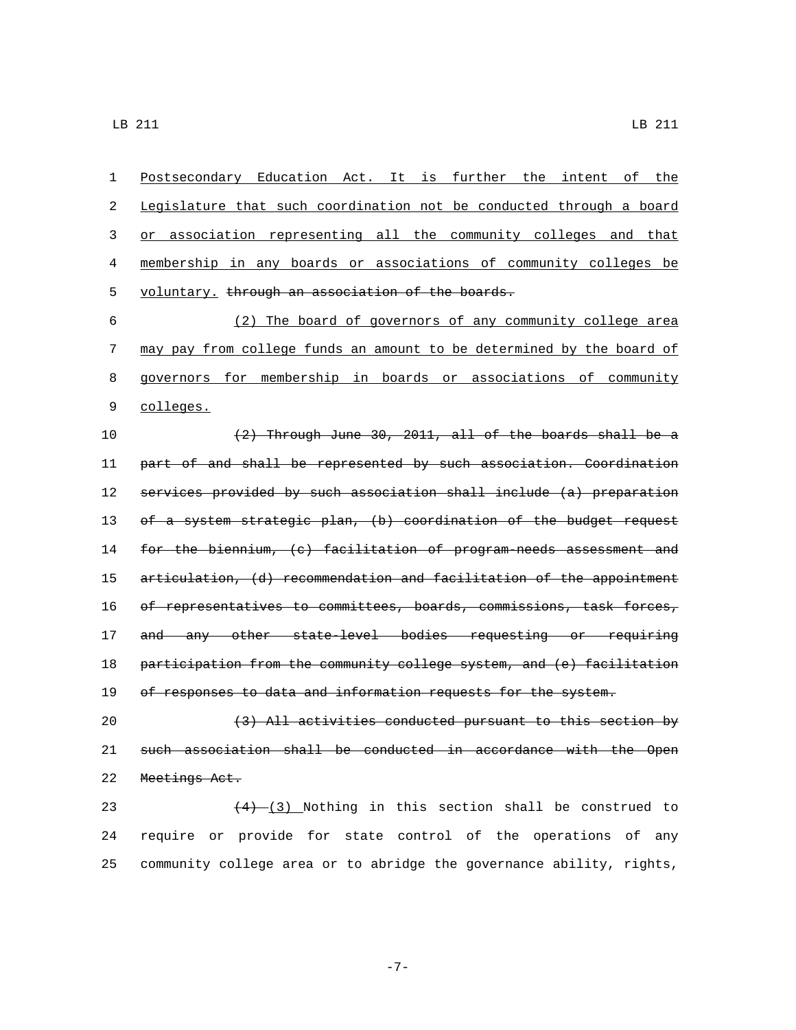Postsecondary Education Act. It is further the intent of the Legislature that such coordination not be conducted through a board or association representing all the community colleges and that membership in any boards or associations of community colleges be voluntary. ~~through an association of the boards.~~

(2) The board of governors of any community college area may pay from college funds an amount to be determined by the board of governors for membership in boards or associations of community colleges.

~~(2) Through June 30, 2011, all of the boards shall be a part of and shall be represented by such association. Coordination services provided by such association shall include (a) preparation of a system strategic plan, (b) coordination of the budget request for the biennium, (c) facilitation of program-needs assessment and articulation, (d) recommendation and facilitation of the appointment of representatives to committees, boards, commissions, task forces, and any other state-level bodies requesting or requiring participation from the community college system, and (e) facilitation of responses to data and information requests for the system.~~

~~(3) All activities conducted pursuant to this section by such association shall be conducted in accordance with the Open Meetings Act.~~

~~(4)~~ (3) Nothing in this section shall be construed to require or provide for state control of the operations of any community college area or to abridge the governance ability, rights,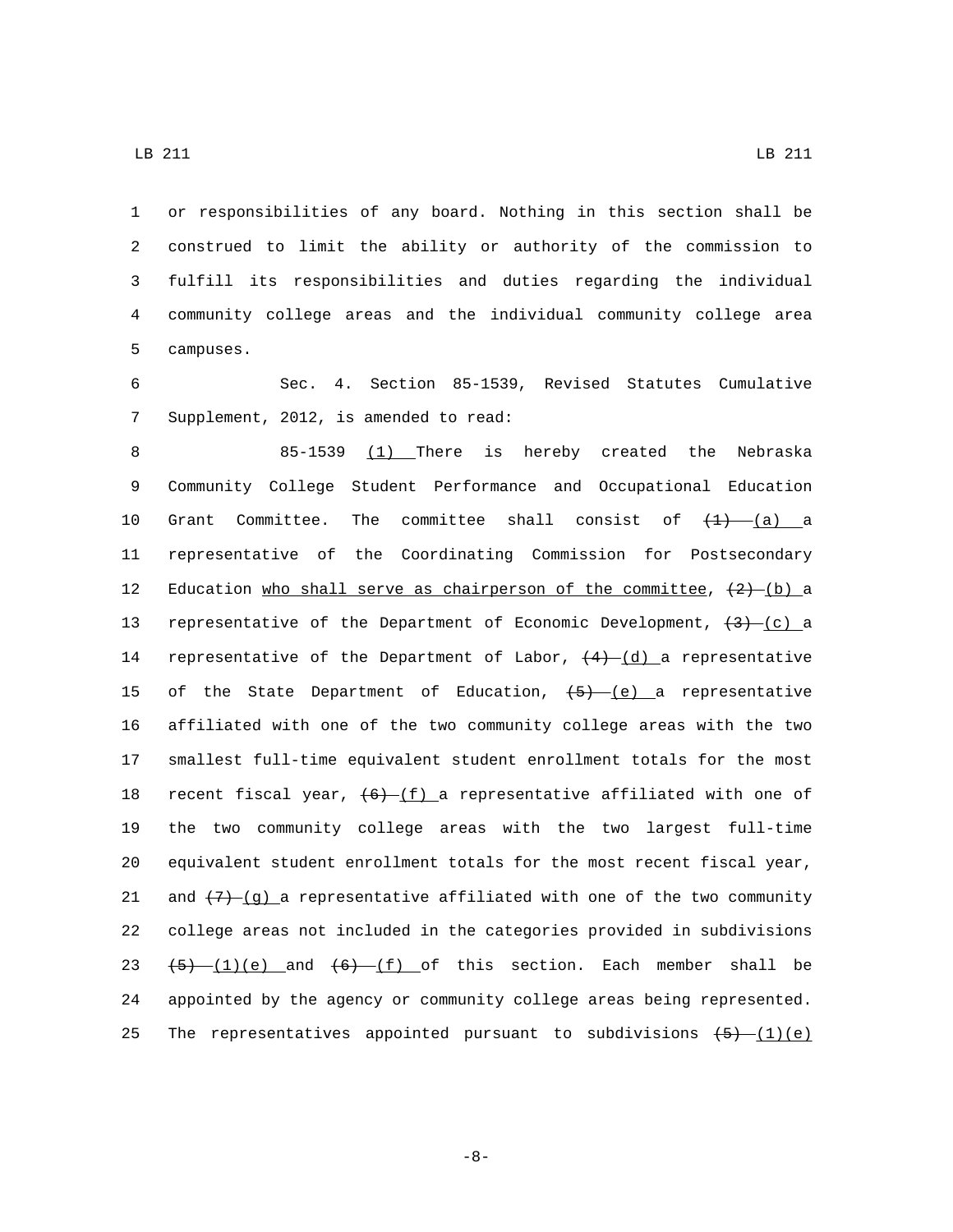or responsibilities of any board. Nothing in this section shall be construed to limit the ability or authority of the commission to fulfill its responsibilities and duties regarding the individual community college areas and the individual community college area campuses.

Sec. 4. Section 85-1539, Revised Statutes Cumulative Supplement, 2012, is amended to read:

85-1539 (1) There is hereby created the Nebraska Community College Student Performance and Occupational Education Grant Committee. The committee shall consist of ~~(1)~~ (a) a representative of the Coordinating Commission for Postsecondary Education who shall serve as chairperson of the committee, ~~(2)~~ (b) a representative of the Department of Economic Development, ~~(3)~~ (c) a representative of the Department of Labor, ~~(4)~~ (d) a representative of the State Department of Education, ~~(5)~~ (e) a representative affiliated with one of the two community college areas with the two smallest full-time equivalent student enrollment totals for the most recent fiscal year, ~~(6)~~ (f) a representative affiliated with one of the two community college areas with the two largest full-time equivalent student enrollment totals for the most recent fiscal year, and ~~(7)~~ (g) a representative affiliated with one of the two community college areas not included in the categories provided in subdivisions ~~(5)~~ (1)(e) and ~~(6)~~ (f) of this section. Each member shall be appointed by the agency or community college areas being represented. The representatives appointed pursuant to subdivisions ~~(5)~~ (1)(e)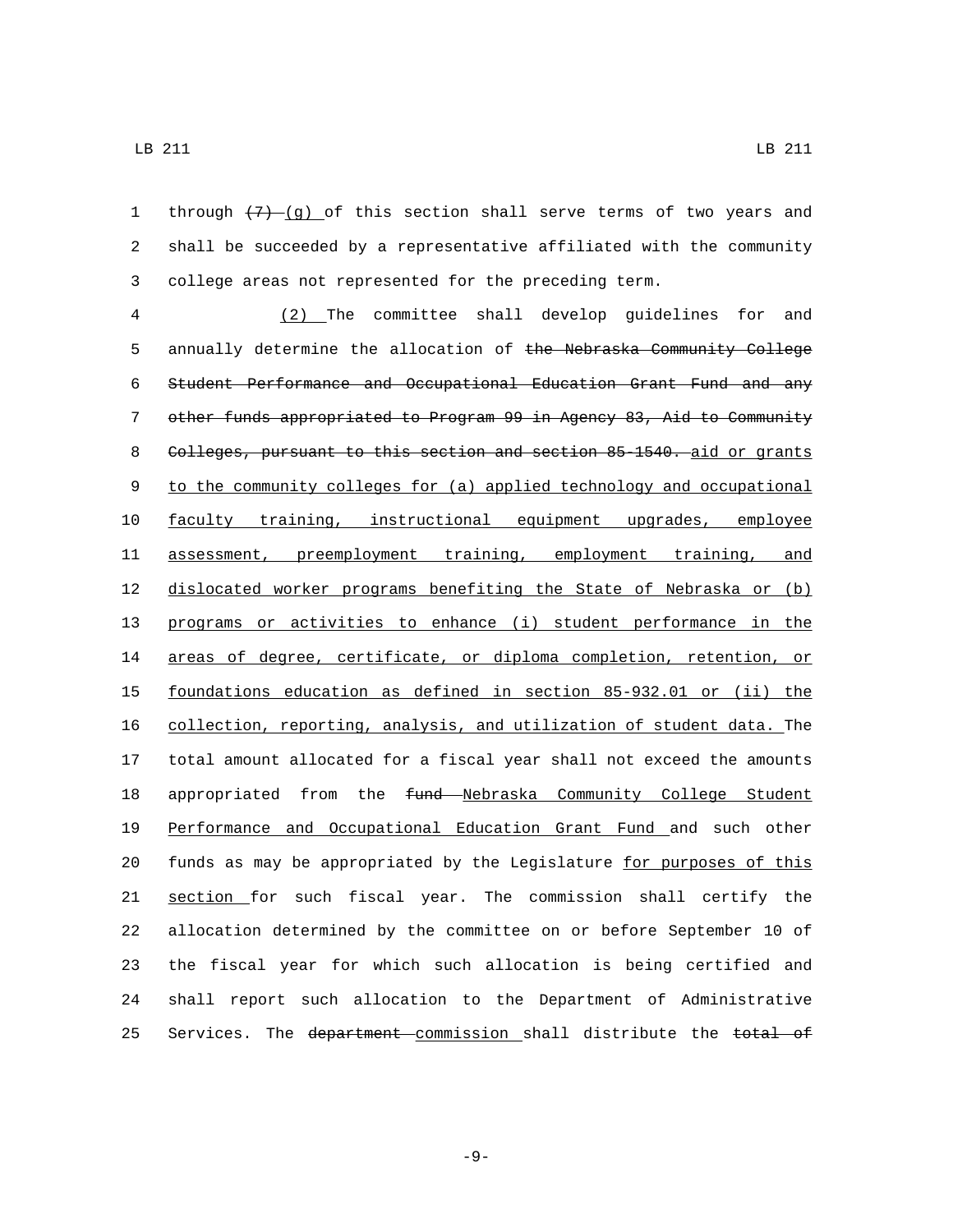through ~~(7)~~ <u>(g)</u> of this section shall serve terms of two years and shall be succeeded by a representative affiliated with the community college areas not represented for the preceding term.

<u>(2)</u> The committee shall develop guidelines for and annually determine the allocation of ~~the Nebraska Community College Student Performance and Occupational Education Grant Fund and any other funds appropriated to Program 99 in Agency 83, Aid to Community Colleges, pursuant to this section and section 85-1540.~~ <u>aid or grants to the community colleges for (a) applied technology and occupational faculty training, instructional equipment upgrades, employee assessment, preemployment training, employment training, and dislocated worker programs benefiting the State of Nebraska or (b) programs or activities to enhance (i) student performance in the areas of degree, certificate, or diploma completion, retention, or foundations education as defined in section 85-932.01 or (ii) the collection, reporting, analysis, and utilization of student data.</u> The total amount allocated for a fiscal year shall not exceed the amounts appropriated from the ~~fund~~ <u>Nebraska Community College Student Performance and Occupational Education Grant Fund</u> and such other funds as may be appropriated by the Legislature <u>for purposes of this section</u> for such fiscal year. The commission shall certify the allocation determined by the committee on or before September 10 of the fiscal year for which such allocation is being certified and shall report such allocation to the Department of Administrative Services. The ~~department~~ <u>commission</u> shall distribute the ~~total of~~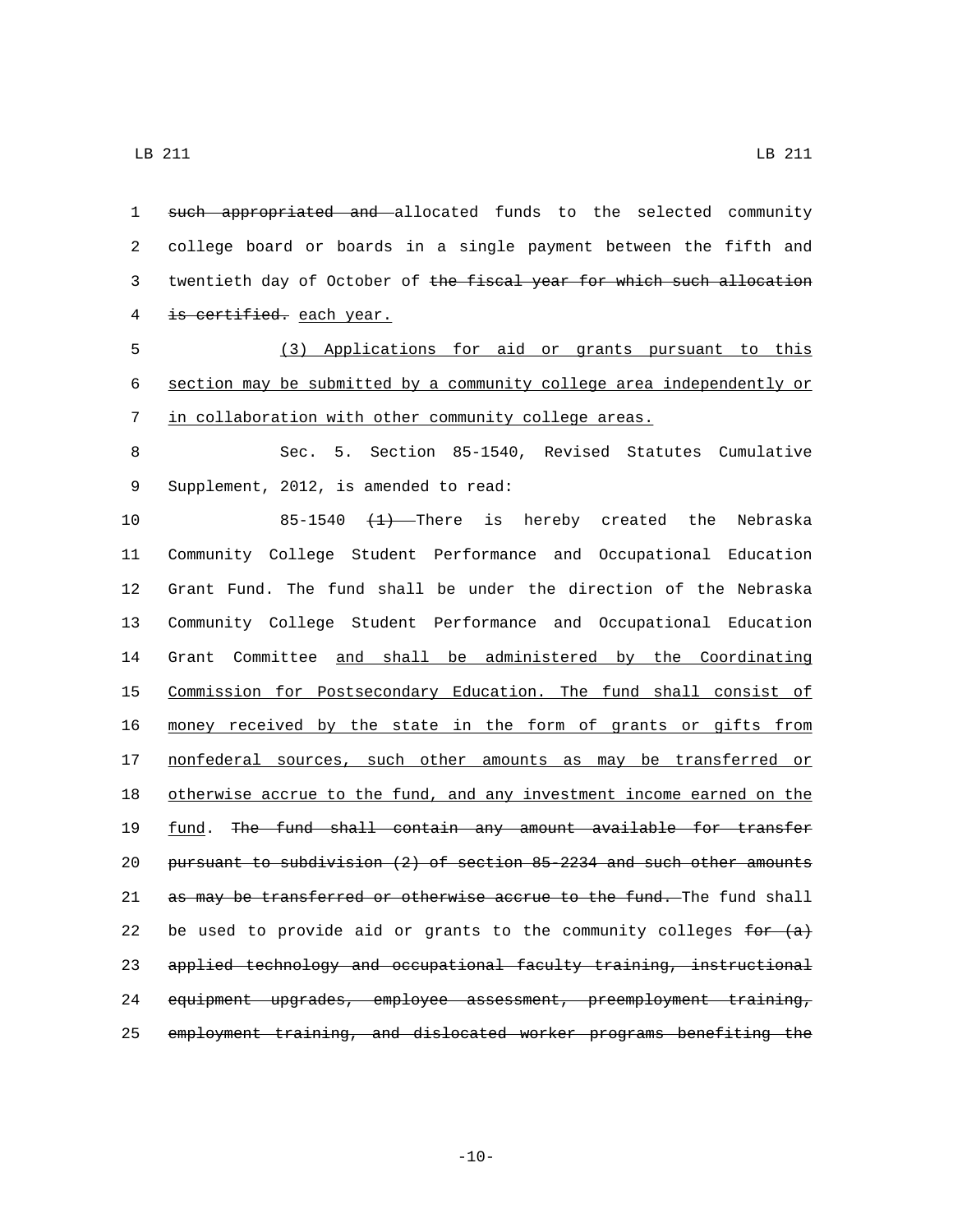such appropriated and allocated funds to the selected community college board or boards in a single payment between the fifth and twentieth day of October of the fiscal year for which such allocation is certified. each year.

(3) Applications for aid or grants pursuant to this section may be submitted by a community college area independently or in collaboration with other community college areas.

Sec. 5. Section 85-1540, Revised Statutes Cumulative Supplement, 2012, is amended to read:

85-1540 (1) There is hereby created the Nebraska Community College Student Performance and Occupational Education Grant Fund. The fund shall be under the direction of the Nebraska Community College Student Performance and Occupational Education Grant Committee and shall be administered by the Coordinating Commission for Postsecondary Education. The fund shall consist of money received by the state in the form of grants or gifts from nonfederal sources, such other amounts as may be transferred or otherwise accrue to the fund, and any investment income earned on the fund. The fund shall contain any amount available for transfer pursuant to subdivision (2) of section 85-2234 and such other amounts as may be transferred or otherwise accrue to the fund. The fund shall be used to provide aid or grants to the community colleges for (a) applied technology and occupational faculty training, instructional equipment upgrades, employee assessment, preemployment training, employment training, and dislocated worker programs benefiting the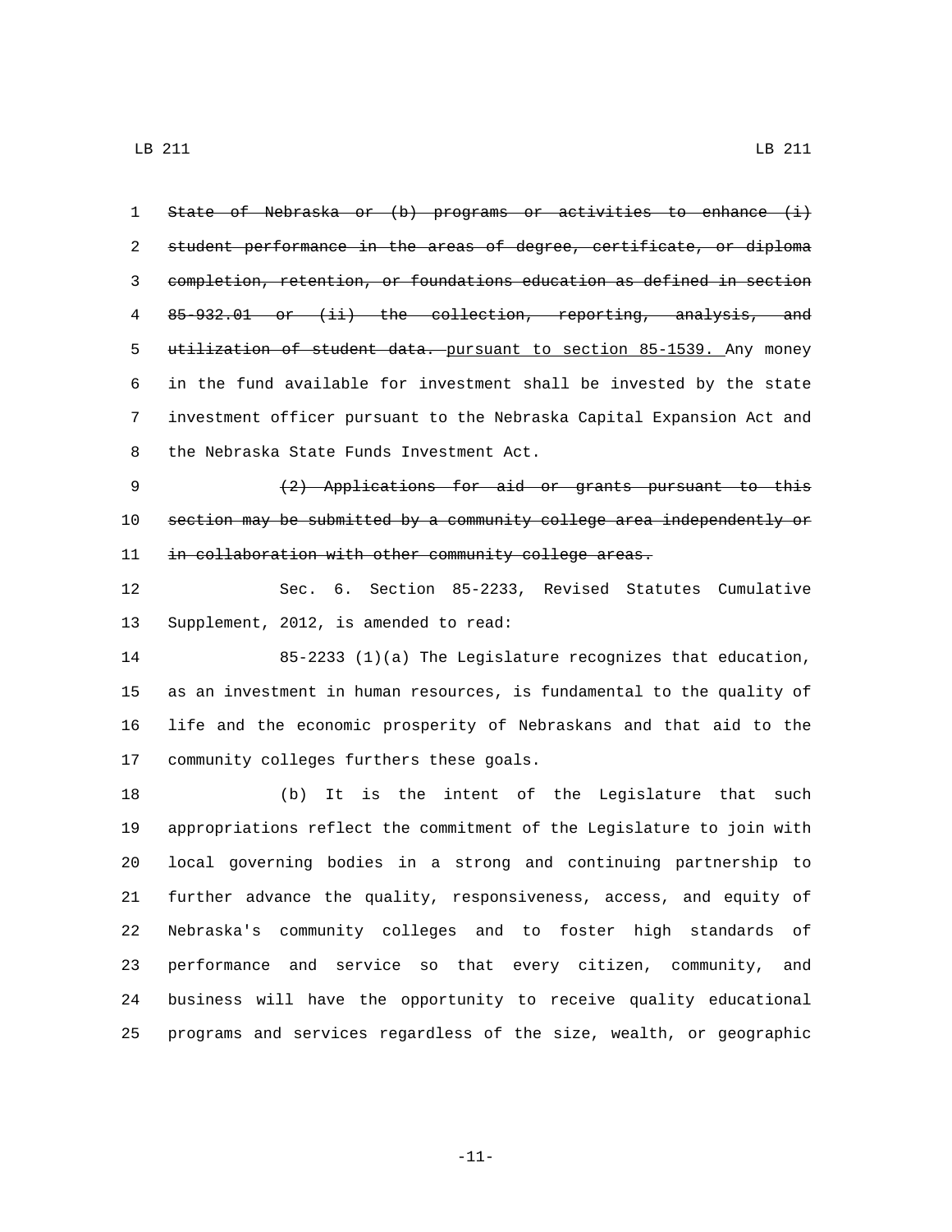~~State of Nebraska or (b) programs or activities to enhance (i) student performance in the areas of degree, certificate, or diploma completion, retention, or foundations education as defined in section 85-932.01 or (ii) the collection, reporting, analysis, and utilization of student data.~~ pursuant to section 85-1539. Any money in the fund available for investment shall be invested by the state investment officer pursuant to the Nebraska Capital Expansion Act and the Nebraska State Funds Investment Act.

~~(2) Applications for aid or grants pursuant to this section may be submitted by a community college area independently or in collaboration with other community college areas.~~

Sec. 6. Section 85-2233, Revised Statutes Cumulative Supplement, 2012, is amended to read:

85-2233 (1)(a) The Legislature recognizes that education, as an investment in human resources, is fundamental to the quality of life and the economic prosperity of Nebraskans and that aid to the community colleges furthers these goals.

(b) It is the intent of the Legislature that such appropriations reflect the commitment of the Legislature to join with local governing bodies in a strong and continuing partnership to further advance the quality, responsiveness, access, and equity of Nebraska's community colleges and to foster high standards of performance and service so that every citizen, community, and business will have the opportunity to receive quality educational programs and services regardless of the size, wealth, or geographic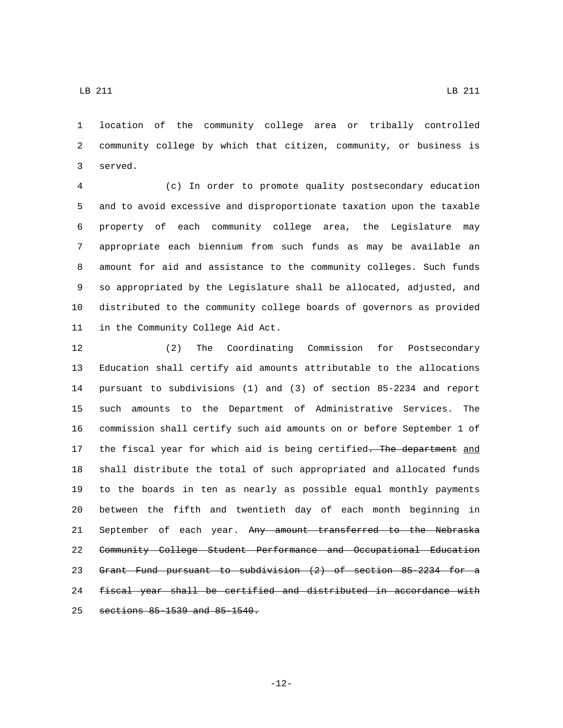location of the community college area or tribally controlled community college by which that citizen, community, or business is served.

(c) In order to promote quality postsecondary education and to avoid excessive and disproportionate taxation upon the taxable property of each community college area, the Legislature may appropriate each biennium from such funds as may be available an amount for aid and assistance to the community colleges. Such funds so appropriated by the Legislature shall be allocated, adjusted, and distributed to the community college boards of governors as provided in the Community College Aid Act.

(2) The Coordinating Commission for Postsecondary Education shall certify aid amounts attributable to the allocations pursuant to subdivisions (1) and (3) of section 85-2234 and report such amounts to the Department of Administrative Services. The commission shall certify such aid amounts on or before September 1 of the fiscal year for which aid is being certified~~. The department~~ and shall distribute the total of such appropriated and allocated funds to the boards in ten as nearly as possible equal monthly payments between the fifth and twentieth day of each month beginning in September of each year. ~~Any amount transferred to the Nebraska Community College Student Performance and Occupational Education Grant Fund pursuant to subdivision (2) of section 85-2234 for a fiscal year shall be certified and distributed in accordance with sections 85-1539 and 85-1540.~~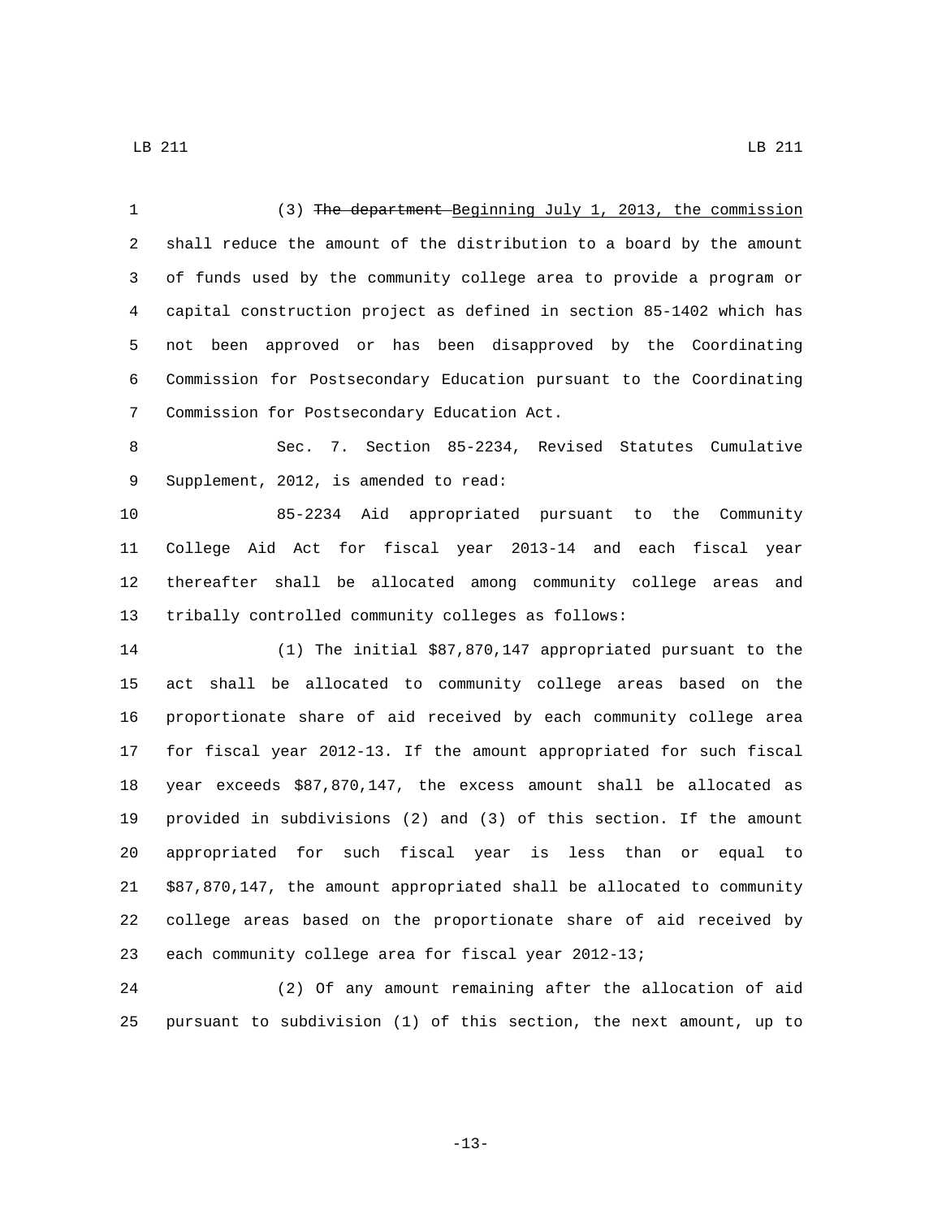(3) ~~The department~~ Beginning July 1, 2013, the commission shall reduce the amount of the distribution to a board by the amount of funds used by the community college area to provide a program or capital construction project as defined in section 85-1402 which has not been approved or has been disapproved by the Coordinating Commission for Postsecondary Education pursuant to the Coordinating Commission for Postsecondary Education Act.

Sec. 7. Section 85-2234, Revised Statutes Cumulative Supplement, 2012, is amended to read:

85-2234 Aid appropriated pursuant to the Community College Aid Act for fiscal year 2013-14 and each fiscal year thereafter shall be allocated among community college areas and tribally controlled community colleges as follows:

(1) The initial $87,870,147 appropriated pursuant to the act shall be allocated to community college areas based on the proportionate share of aid received by each community college area for fiscal year 2012-13. If the amount appropriated for such fiscal year exceeds $87,870,147, the excess amount shall be allocated as provided in subdivisions (2) and (3) of this section. If the amount appropriated for such fiscal year is less than or equal to $87,870,147, the amount appropriated shall be allocated to community college areas based on the proportionate share of aid received by each community college area for fiscal year 2012-13;

(2) Of any amount remaining after the allocation of aid pursuant to subdivision (1) of this section, the next amount, up to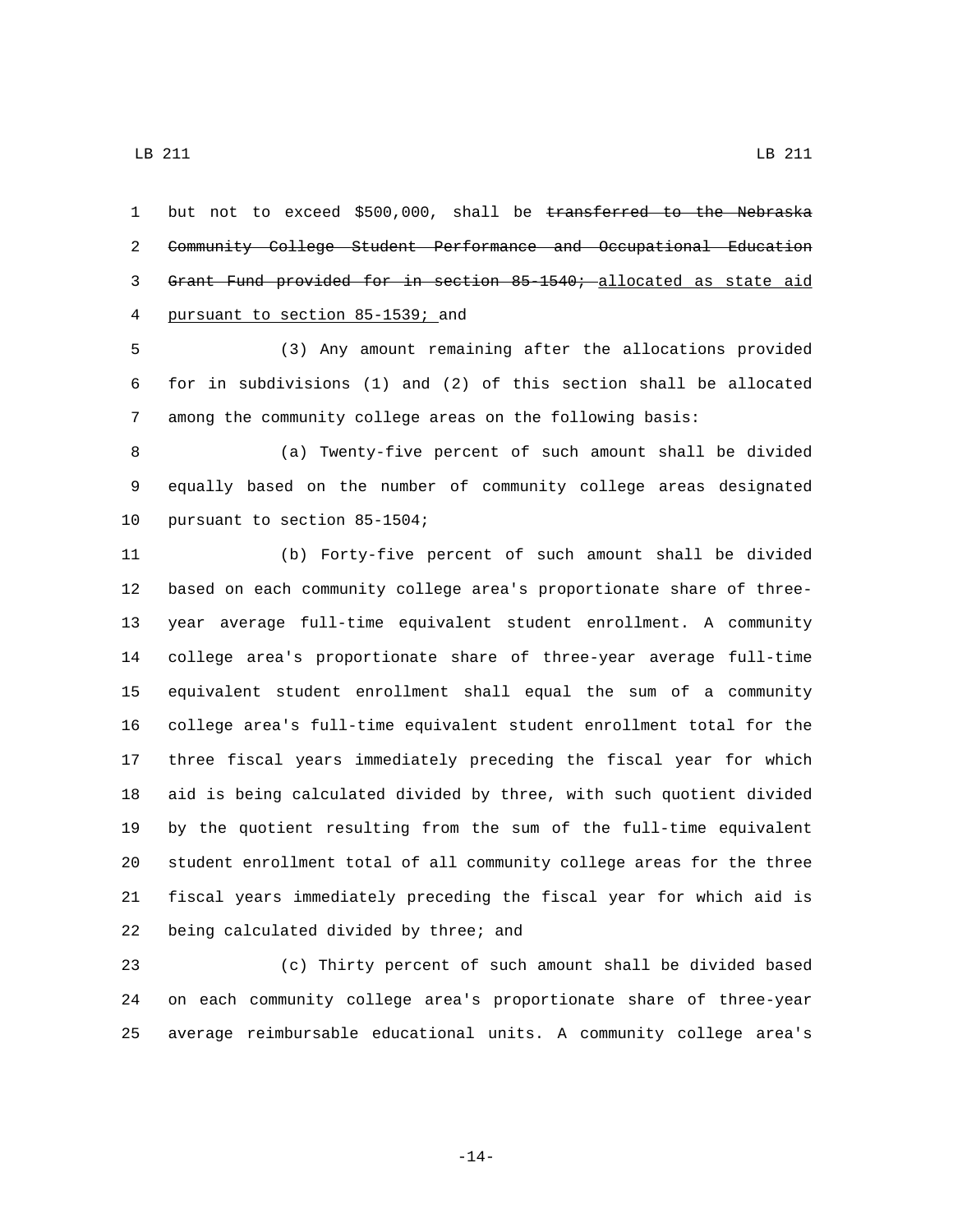but not to exceed $500,000, shall be ~~transferred to the Nebraska Community College Student Performance and Occupational Education Grant Fund provided for in section 85-1540;~~ allocated as state aid pursuant to section 85-1539; and

(3) Any amount remaining after the allocations provided for in subdivisions (1) and (2) of this section shall be allocated among the community college areas on the following basis:

(a) Twenty-five percent of such amount shall be divided equally based on the number of community college areas designated pursuant to section 85-1504;

(b) Forty-five percent of such amount shall be divided based on each community college area's proportionate share of three-year average full-time equivalent student enrollment. A community college area's proportionate share of three-year average full-time equivalent student enrollment shall equal the sum of a community college area's full-time equivalent student enrollment total for the three fiscal years immediately preceding the fiscal year for which aid is being calculated divided by three, with such quotient divided by the quotient resulting from the sum of the full-time equivalent student enrollment total of all community college areas for the three fiscal years immediately preceding the fiscal year for which aid is being calculated divided by three; and

(c) Thirty percent of such amount shall be divided based on each community college area's proportionate share of three-year average reimbursable educational units. A community college area's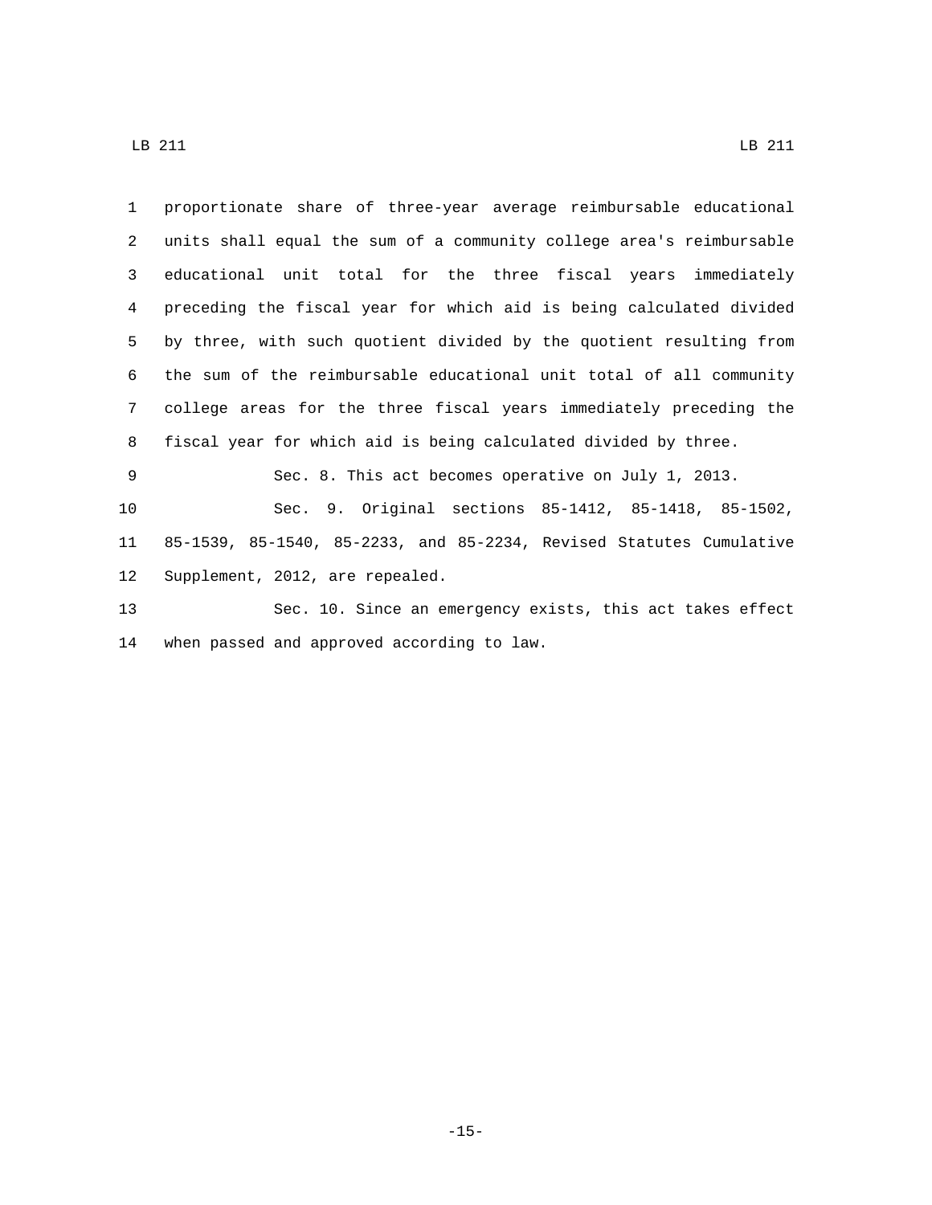proportionate share of three-year average reimbursable educational units shall equal the sum of a community college area's reimbursable educational unit total for the three fiscal years immediately preceding the fiscal year for which aid is being calculated divided by three, with such quotient divided by the quotient resulting from the sum of the reimbursable educational unit total of all community college areas for the three fiscal years immediately preceding the fiscal year for which aid is being calculated divided by three.

Sec. 8. This act becomes operative on July 1, 2013.

Sec. 9. Original sections 85-1412, 85-1418, 85-1502, 85-1539, 85-1540, 85-2233, and 85-2234, Revised Statutes Cumulative Supplement, 2012, are repealed.

Sec. 10. Since an emergency exists, this act takes effect when passed and approved according to law.